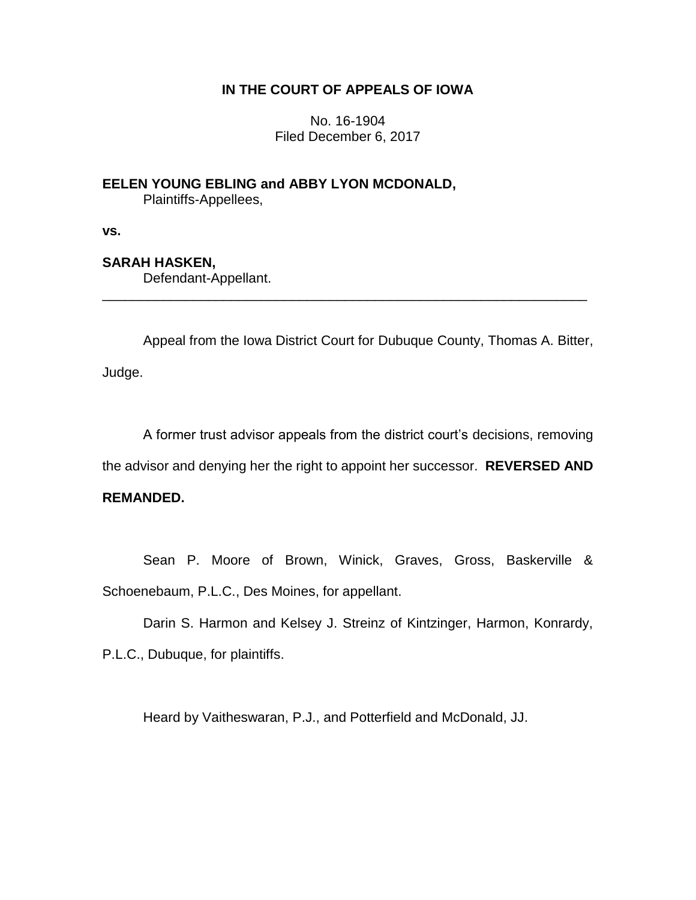**IN THE COURT OF APPEALS OF IOWA**

No. 16-1904
Filed December 6, 2017

**EELEN YOUNG EBLING and ABBY LYON MCDONALD,**
Plaintiffs-Appellees,

**vs.**

**SARAH HASKEN,**
Defendant-Appellant.

---

Appeal from the Iowa District Court for Dubuque County, Thomas A. Bitter, Judge.

A former trust advisor appeals from the district court's decisions, removing the advisor and denying her the right to appoint her successor. **REVERSED AND REMANDED.**

Sean P. Moore of Brown, Winick, Graves, Gross, Baskerville & Schoenebaum, P.L.C., Des Moines, for appellant.

Darin S. Harmon and Kelsey J. Streinz of Kintzinger, Harmon, Konrardy, P.L.C., Dubuque, for plaintiffs.

Heard by Vaitheswaran, P.J., and Potterfield and McDonald, JJ.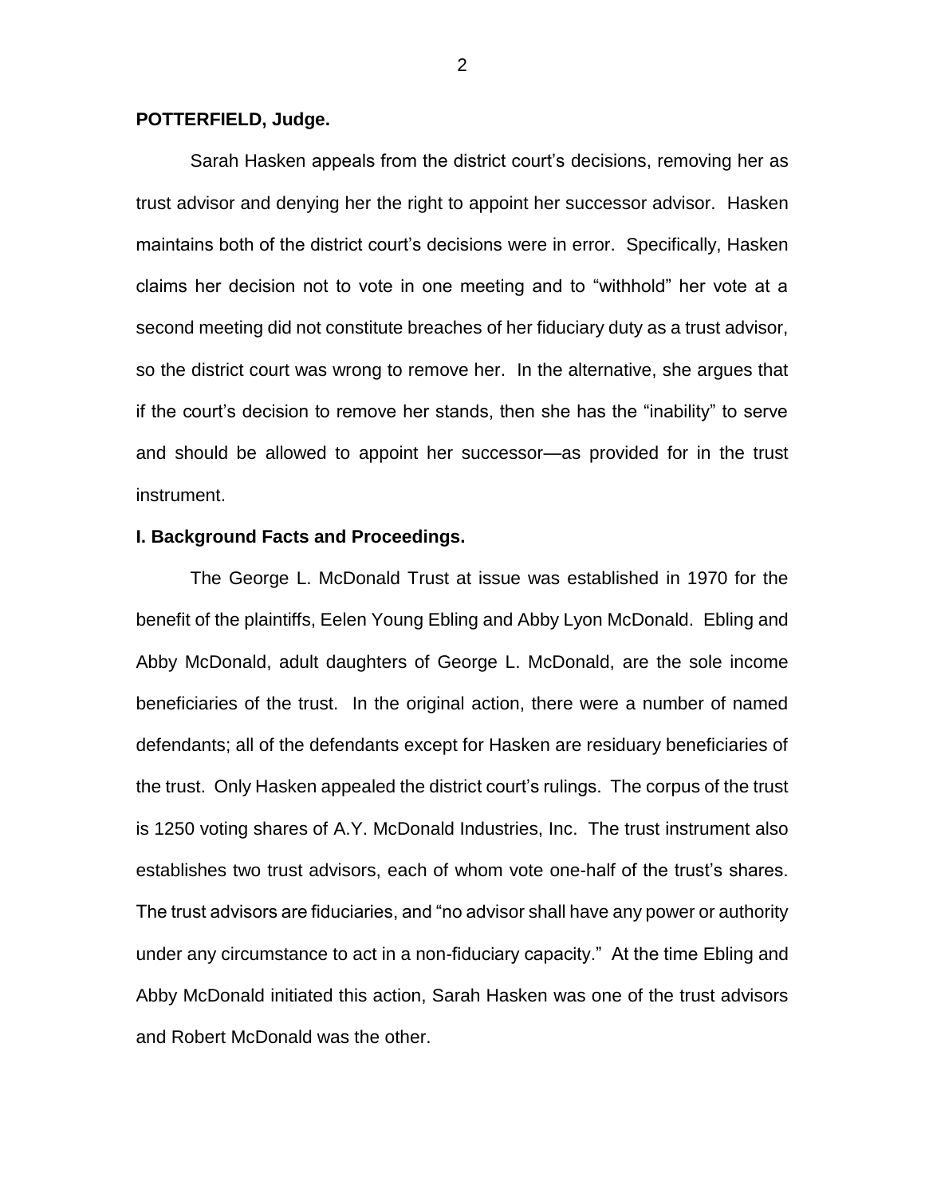**POTTERFIELD, Judge.**

Sarah Hasken appeals from the district court's decisions, removing her as trust advisor and denying her the right to appoint her successor advisor. Hasken maintains both of the district court's decisions were in error. Specifically, Hasken claims her decision not to vote in one meeting and to "withhold" her vote at a second meeting did not constitute breaches of her fiduciary duty as a trust advisor, so the district court was wrong to remove her. In the alternative, she argues that if the court's decision to remove her stands, then she has the "inability" to serve and should be allowed to appoint her successor—as provided for in the trust instrument.

## I. Background Facts and Proceedings.

The George L. McDonald Trust at issue was established in 1970 for the benefit of the plaintiffs, Eelen Young Ebling and Abby Lyon McDonald. Ebling and Abby McDonald, adult daughters of George L. McDonald, are the sole income beneficiaries of the trust. In the original action, there were a number of named defendants; all of the defendants except for Hasken are residuary beneficiaries of the trust. Only Hasken appealed the district court's rulings. The corpus of the trust is 1250 voting shares of A.Y. McDonald Industries, Inc. The trust instrument also establishes two trust advisors, each of whom vote one-half of the trust's shares. The trust advisors are fiduciaries, and "no advisor shall have any power or authority under any circumstance to act in a non-fiduciary capacity." At the time Ebling and Abby McDonald initiated this action, Sarah Hasken was one of the trust advisors and Robert McDonald was the other.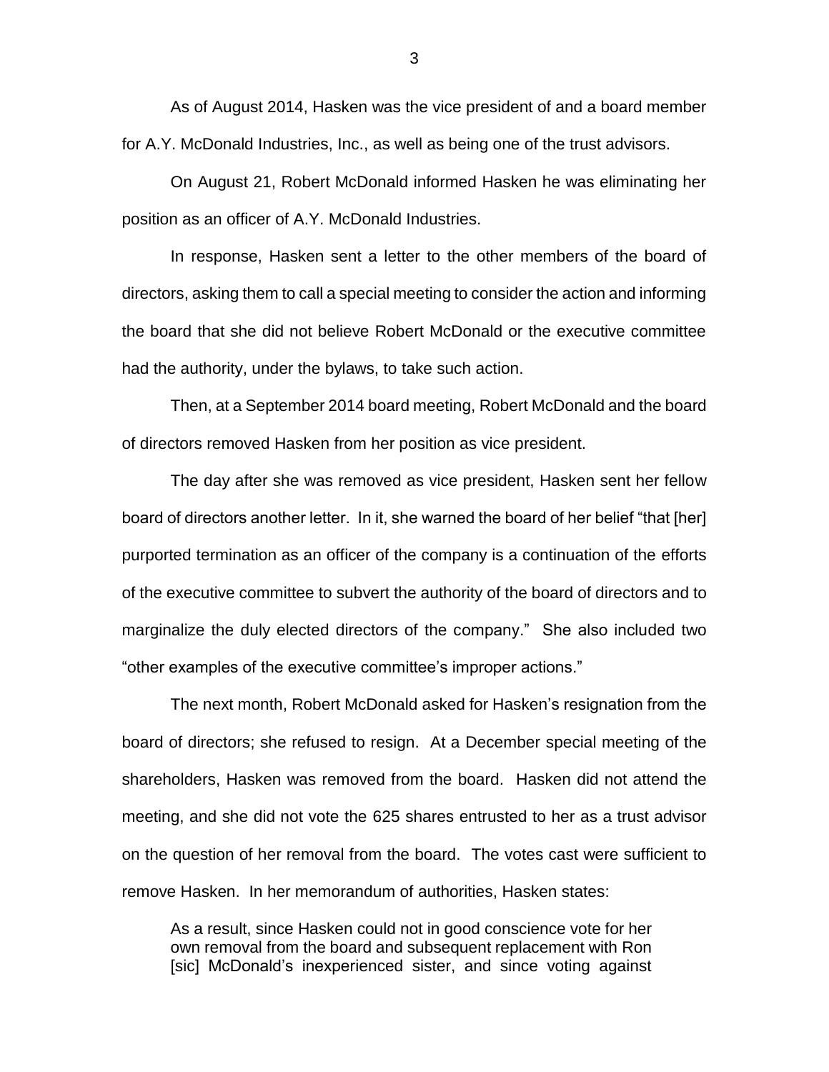As of August 2014, Hasken was the vice president of and a board member for A.Y. McDonald Industries, Inc., as well as being one of the trust advisors.

On August 21, Robert McDonald informed Hasken he was eliminating her position as an officer of A.Y. McDonald Industries.

In response, Hasken sent a letter to the other members of the board of directors, asking them to call a special meeting to consider the action and informing the board that she did not believe Robert McDonald or the executive committee had the authority, under the bylaws, to take such action.

Then, at a September 2014 board meeting, Robert McDonald and the board of directors removed Hasken from her position as vice president.

The day after she was removed as vice president, Hasken sent her fellow board of directors another letter. In it, she warned the board of her belief "that [her] purported termination as an officer of the company is a continuation of the efforts of the executive committee to subvert the authority of the board of directors and to marginalize the duly elected directors of the company." She also included two "other examples of the executive committee's improper actions."

The next month, Robert McDonald asked for Hasken's resignation from the board of directors; she refused to resign. At a December special meeting of the shareholders, Hasken was removed from the board. Hasken did not attend the meeting, and she did not vote the 625 shares entrusted to her as a trust advisor on the question of her removal from the board. The votes cast were sufficient to remove Hasken. In her memorandum of authorities, Hasken states:

> As a result, since Hasken could not in good conscience vote for her own removal from the board and subsequent replacement with Ron [sic] McDonald's inexperienced sister, and since voting against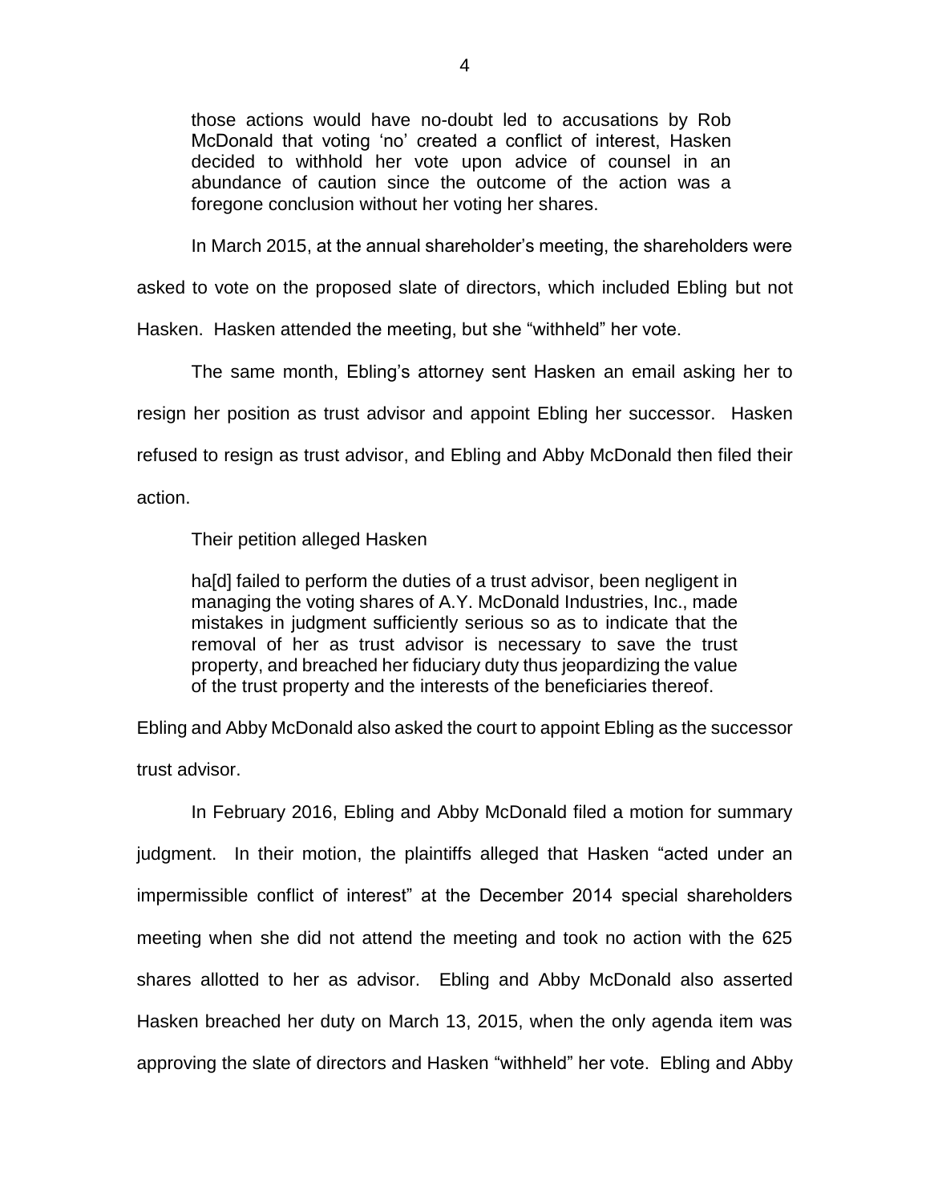> those actions would have no-doubt led to accusations by Rob McDonald that voting 'no' created a conflict of interest, Hasken decided to withhold her vote upon advice of counsel in an abundance of caution since the outcome of the action was a foregone conclusion without her voting her shares.

In March 2015, at the annual shareholder's meeting, the shareholders were asked to vote on the proposed slate of directors, which included Ebling but not Hasken. Hasken attended the meeting, but she "withheld" her vote.

The same month, Ebling's attorney sent Hasken an email asking her to resign her position as trust advisor and appoint Ebling her successor. Hasken refused to resign as trust advisor, and Ebling and Abby McDonald then filed their action.

Their petition alleged Hasken

> ha[d] failed to perform the duties of a trust advisor, been negligent in managing the voting shares of A.Y. McDonald Industries, Inc., made mistakes in judgment sufficiently serious so as to indicate that the removal of her as trust advisor is necessary to save the trust property, and breached her fiduciary duty thus jeopardizing the value of the trust property and the interests of the beneficiaries thereof.

Ebling and Abby McDonald also asked the court to appoint Ebling as the successor trust advisor.

In February 2016, Ebling and Abby McDonald filed a motion for summary judgment. In their motion, the plaintiffs alleged that Hasken "acted under an impermissible conflict of interest" at the December 2014 special shareholders meeting when she did not attend the meeting and took no action with the 625 shares allotted to her as advisor. Ebling and Abby McDonald also asserted Hasken breached her duty on March 13, 2015, when the only agenda item was approving the slate of directors and Hasken "withheld" her vote. Ebling and Abby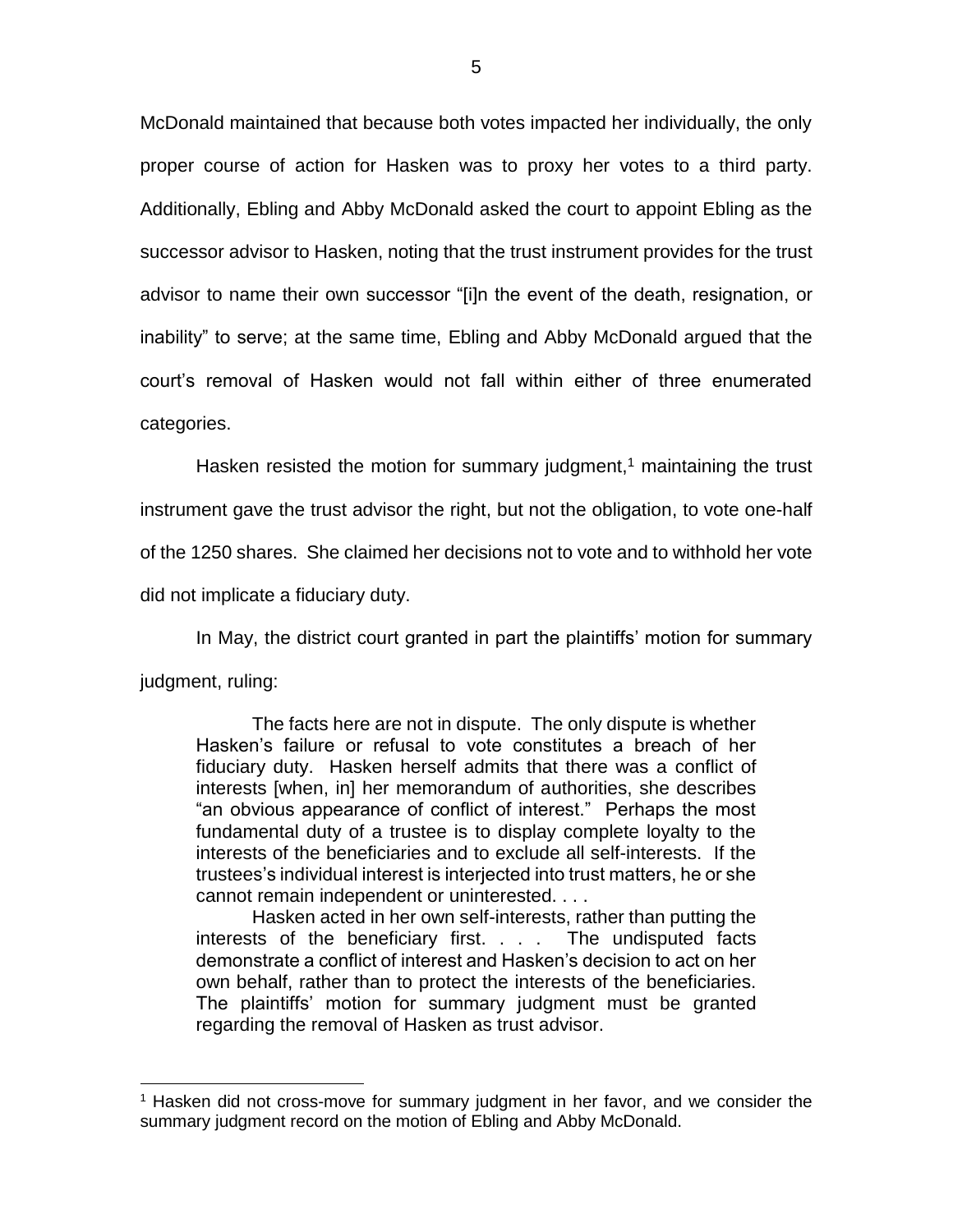McDonald maintained that because both votes impacted her individually, the only proper course of action for Hasken was to proxy her votes to a third party. Additionally, Ebling and Abby McDonald asked the court to appoint Ebling as the successor advisor to Hasken, noting that the trust instrument provides for the trust advisor to name their own successor "[i]n the event of the death, resignation, or inability" to serve; at the same time, Ebling and Abby McDonald argued that the court's removal of Hasken would not fall within either of three enumerated categories.

Hasken resisted the motion for summary judgment,[1] maintaining the trust instrument gave the trust advisor the right, but not the obligation, to vote one-half of the 1250 shares. She claimed her decisions not to vote and to withhold her vote did not implicate a fiduciary duty.

In May, the district court granted in part the plaintiffs' motion for summary judgment, ruling:

> The facts here are not in dispute. The only dispute is whether Hasken's failure or refusal to vote constitutes a breach of her fiduciary duty. Hasken herself admits that there was a conflict of interests [when, in] her memorandum of authorities, she describes "an obvious appearance of conflict of interest." Perhaps the most fundamental duty of a trustee is to display complete loyalty to the interests of the beneficiaries and to exclude all self-interests. If the trustees's individual interest is interjected into trust matters, he or she cannot remain independent or uninterested. . . .
>
> Hasken acted in her own self-interests, rather than putting the interests of the beneficiary first. . . . The undisputed facts demonstrate a conflict of interest and Hasken's decision to act on her own behalf, rather than to protect the interests of the beneficiaries. The plaintiffs' motion for summary judgment must be granted regarding the removal of Hasken as trust advisor.

[1] Hasken did not cross-move for summary judgment in her favor, and we consider the summary judgment record on the motion of Ebling and Abby McDonald.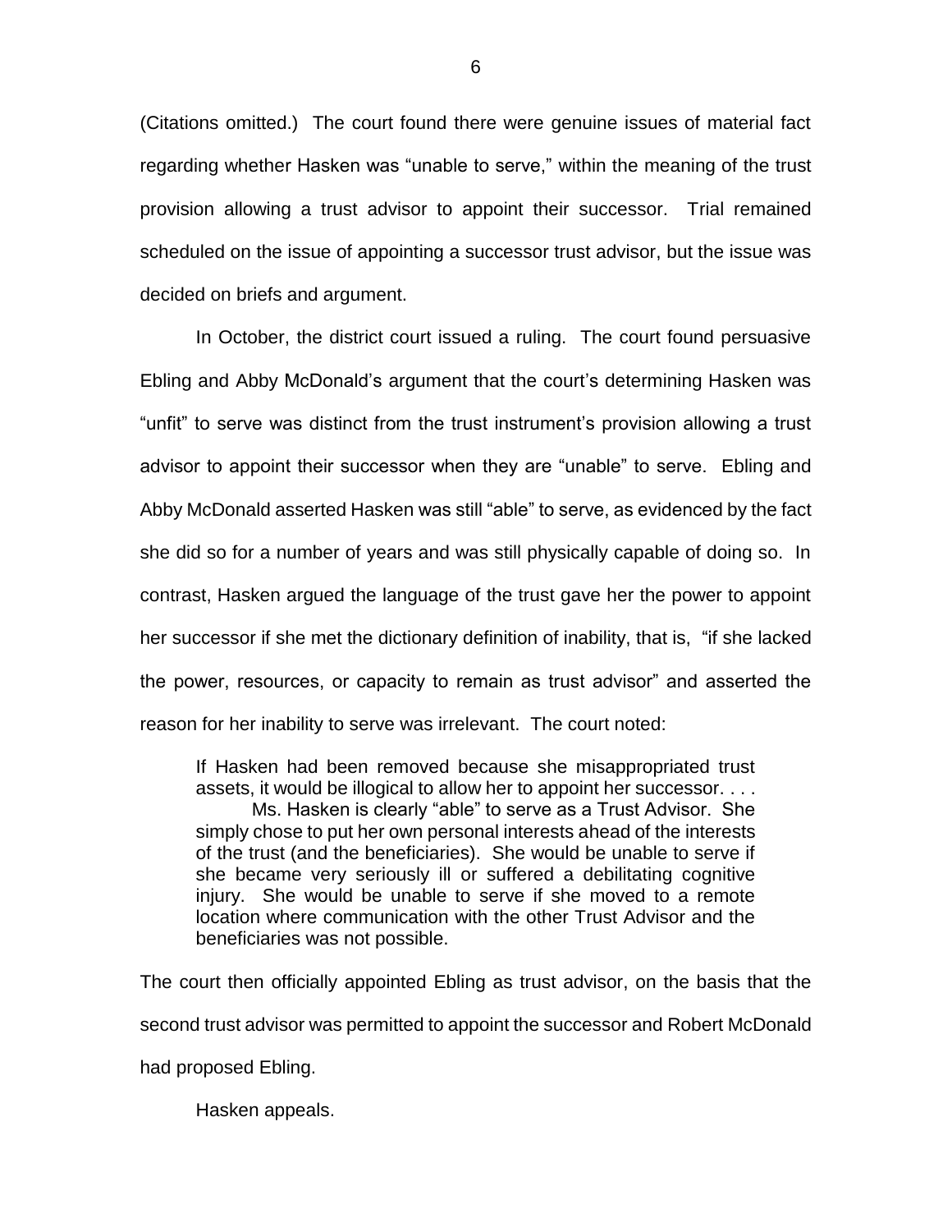(Citations omitted.) The court found there were genuine issues of material fact regarding whether Hasken was "unable to serve," within the meaning of the trust provision allowing a trust advisor to appoint their successor. Trial remained scheduled on the issue of appointing a successor trust advisor, but the issue was decided on briefs and argument.

In October, the district court issued a ruling. The court found persuasive Ebling and Abby McDonald's argument that the court's determining Hasken was "unfit" to serve was distinct from the trust instrument's provision allowing a trust advisor to appoint their successor when they are "unable" to serve. Ebling and Abby McDonald asserted Hasken was still "able" to serve, as evidenced by the fact she did so for a number of years and was still physically capable of doing so. In contrast, Hasken argued the language of the trust gave her the power to appoint her successor if she met the dictionary definition of inability, that is, "if she lacked the power, resources, or capacity to remain as trust advisor" and asserted the reason for her inability to serve was irrelevant. The court noted:

> If Hasken had been removed because she misappropriated trust assets, it would be illogical to allow her to appoint her successor. . . .
>
> Ms. Hasken is clearly "able" to serve as a Trust Advisor. She simply chose to put her own personal interests ahead of the interests of the trust (and the beneficiaries). She would be unable to serve if she became very seriously ill or suffered a debilitating cognitive injury. She would be unable to serve if she moved to a remote location where communication with the other Trust Advisor and the beneficiaries was not possible.

The court then officially appointed Ebling as trust advisor, on the basis that the second trust advisor was permitted to appoint the successor and Robert McDonald had proposed Ebling.

Hasken appeals.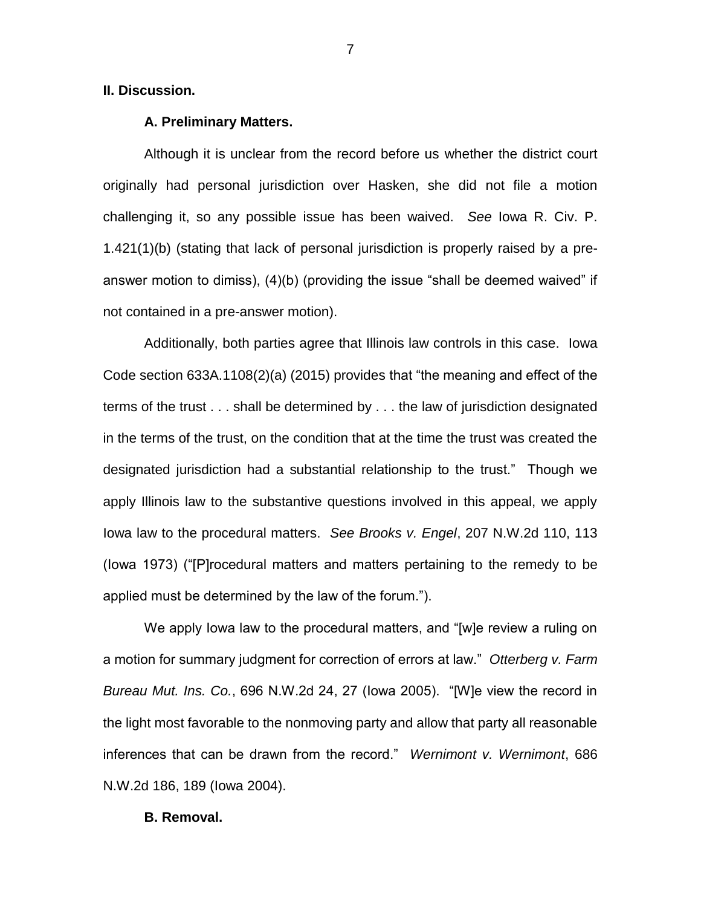## II. Discussion.

### A. Preliminary Matters.

Although it is unclear from the record before us whether the district court originally had personal jurisdiction over Hasken, she did not file a motion challenging it, so any possible issue has been waived. *See* Iowa R. Civ. P. 1.421(1)(b) (stating that lack of personal jurisdiction is properly raised by a pre-answer motion to dimiss), (4)(b) (providing the issue "shall be deemed waived" if not contained in a pre-answer motion).

Additionally, both parties agree that Illinois law controls in this case. Iowa Code section 633A.1108(2)(a) (2015) provides that "the meaning and effect of the terms of the trust . . . shall be determined by . . . the law of jurisdiction designated in the terms of the trust, on the condition that at the time the trust was created the designated jurisdiction had a substantial relationship to the trust." Though we apply Illinois law to the substantive questions involved in this appeal, we apply Iowa law to the procedural matters. *See Brooks v. Engel*, 207 N.W.2d 110, 113 (Iowa 1973) ("[P]rocedural matters and matters pertaining to the remedy to be applied must be determined by the law of the forum.").

We apply Iowa law to the procedural matters, and "[w]e review a ruling on a motion for summary judgment for correction of errors at law." *Otterberg v. Farm Bureau Mut. Ins. Co.*, 696 N.W.2d 24, 27 (Iowa 2005). "[W]e view the record in the light most favorable to the nonmoving party and allow that party all reasonable inferences that can be drawn from the record." *Wernimont v. Wernimont*, 686 N.W.2d 186, 189 (Iowa 2004).

### B. Removal.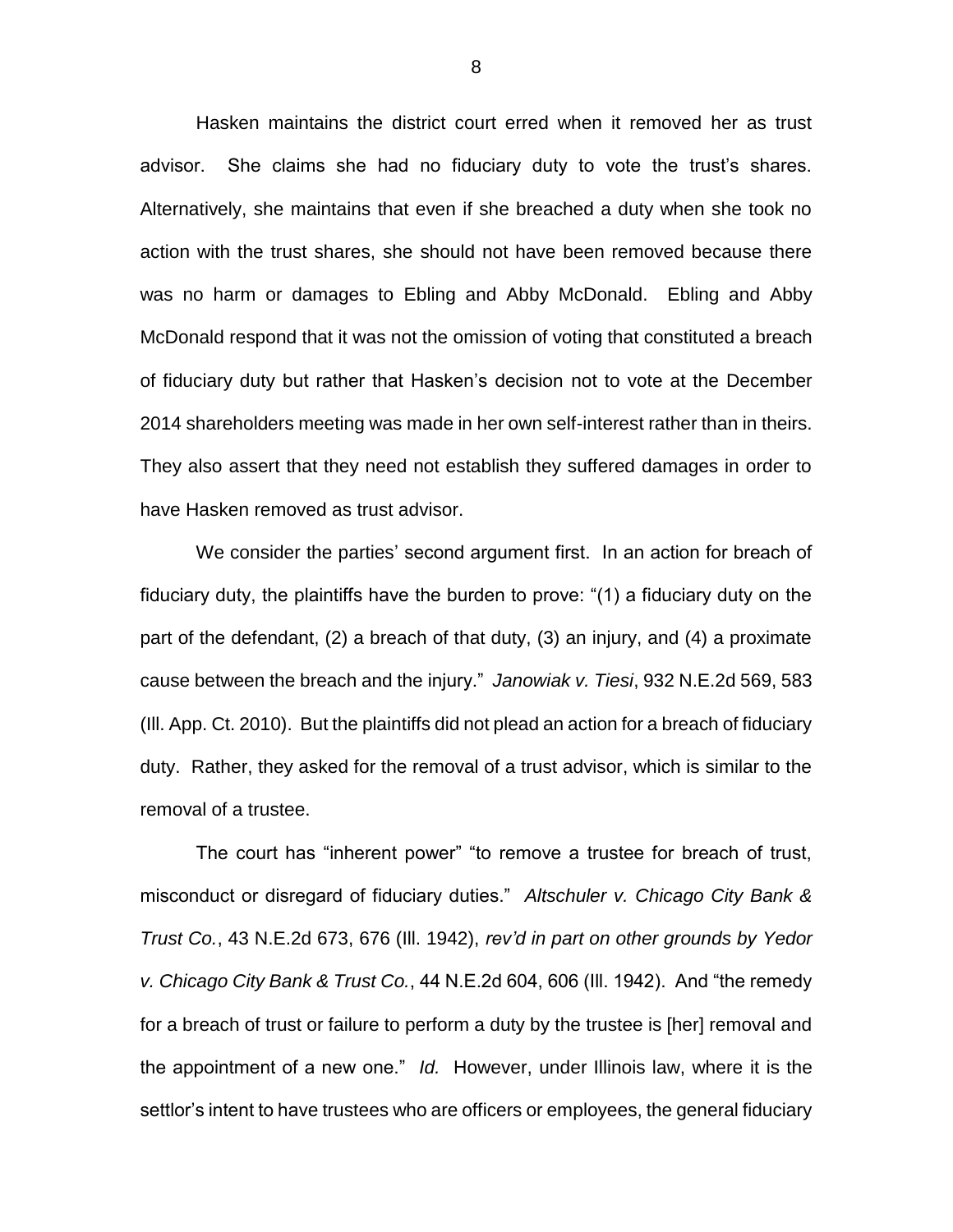Hasken maintains the district court erred when it removed her as trust advisor. She claims she had no fiduciary duty to vote the trust's shares. Alternatively, she maintains that even if she breached a duty when she took no action with the trust shares, she should not have been removed because there was no harm or damages to Ebling and Abby McDonald. Ebling and Abby McDonald respond that it was not the omission of voting that constituted a breach of fiduciary duty but rather that Hasken's decision not to vote at the December 2014 shareholders meeting was made in her own self-interest rather than in theirs. They also assert that they need not establish they suffered damages in order to have Hasken removed as trust advisor.

We consider the parties' second argument first. In an action for breach of fiduciary duty, the plaintiffs have the burden to prove: "(1) a fiduciary duty on the part of the defendant, (2) a breach of that duty, (3) an injury, and (4) a proximate cause between the breach and the injury." *Janowiak v. Tiesi*, 932 N.E.2d 569, 583 (Ill. App. Ct. 2010). But the plaintiffs did not plead an action for a breach of fiduciary duty. Rather, they asked for the removal of a trust advisor, which is similar to the removal of a trustee.

The court has "inherent power" "to remove a trustee for breach of trust, misconduct or disregard of fiduciary duties." *Altschuler v. Chicago City Bank & Trust Co.*, 43 N.E.2d 673, 676 (Ill. 1942), *rev'd in part on other grounds by Yedor v. Chicago City Bank & Trust Co.*, 44 N.E.2d 604, 606 (Ill. 1942). And "the remedy for a breach of trust or failure to perform a duty by the trustee is [her] removal and the appointment of a new one." *Id.* However, under Illinois law, where it is the settlor's intent to have trustees who are officers or employees, the general fiduciary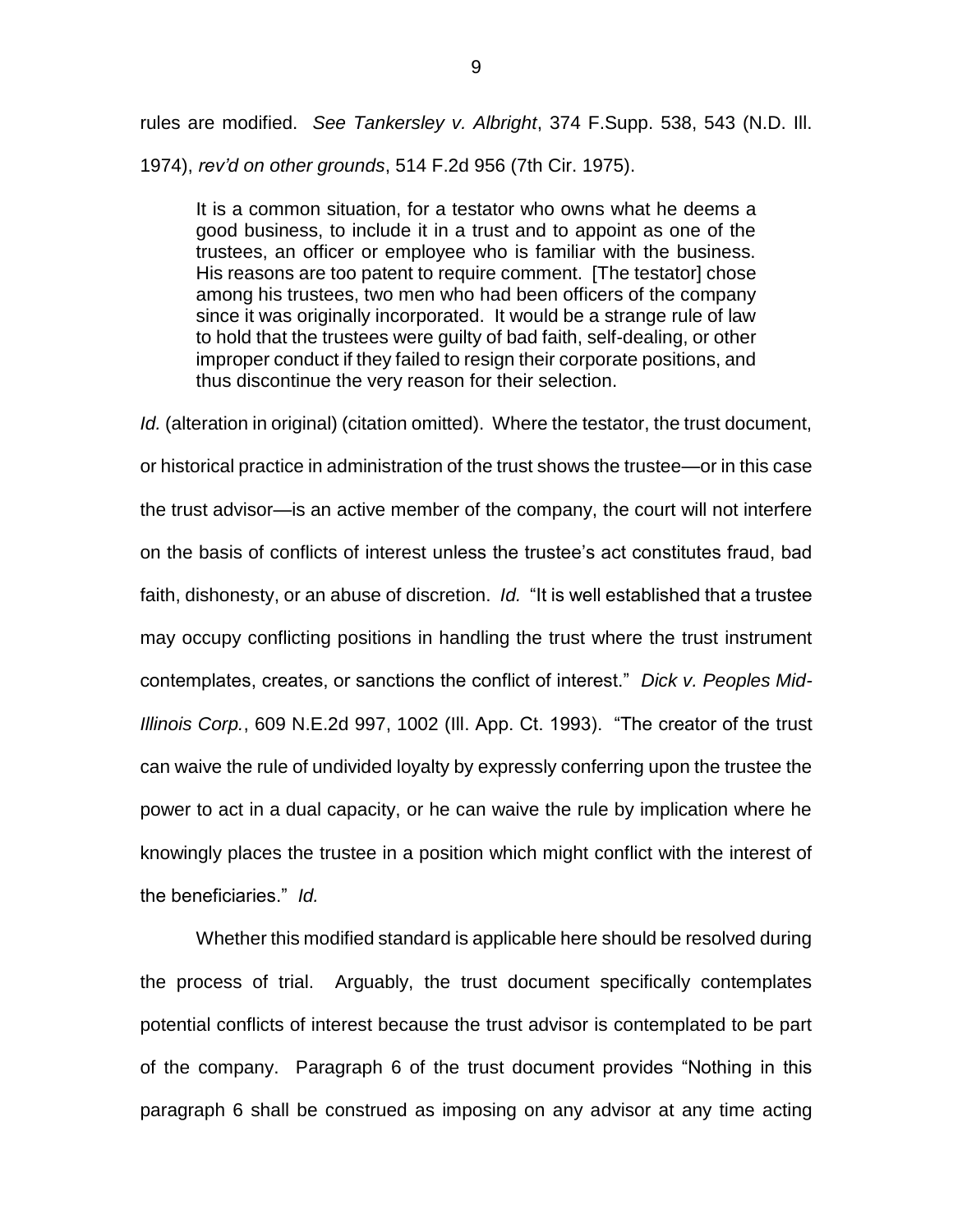rules are modified. *See Tankersley v. Albright*, 374 F.Supp. 538, 543 (N.D. Ill. 1974), *rev'd on other grounds*, 514 F.2d 956 (7th Cir. 1975).

> It is a common situation, for a testator who owns what he deems a good business, to include it in a trust and to appoint as one of the trustees, an officer or employee who is familiar with the business. His reasons are too patent to require comment. [The testator] chose among his trustees, two men who had been officers of the company since it was originally incorporated. It would be a strange rule of law to hold that the trustees were guilty of bad faith, self-dealing, or other improper conduct if they failed to resign their corporate positions, and thus discontinue the very reason for their selection.

*Id.* (alteration in original) (citation omitted). Where the testator, the trust document, or historical practice in administration of the trust shows the trustee—or in this case the trust advisor—is an active member of the company, the court will not interfere on the basis of conflicts of interest unless the trustee's act constitutes fraud, bad faith, dishonesty, or an abuse of discretion. *Id.* "It is well established that a trustee may occupy conflicting positions in handling the trust where the trust instrument contemplates, creates, or sanctions the conflict of interest." *Dick v. Peoples Mid-Illinois Corp.*, 609 N.E.2d 997, 1002 (Ill. App. Ct. 1993). "The creator of the trust can waive the rule of undivided loyalty by expressly conferring upon the trustee the power to act in a dual capacity, or he can waive the rule by implication where he knowingly places the trustee in a position which might conflict with the interest of the beneficiaries." *Id.*

Whether this modified standard is applicable here should be resolved during the process of trial. Arguably, the trust document specifically contemplates potential conflicts of interest because the trust advisor is contemplated to be part of the company. Paragraph 6 of the trust document provides "Nothing in this paragraph 6 shall be construed as imposing on any advisor at any time acting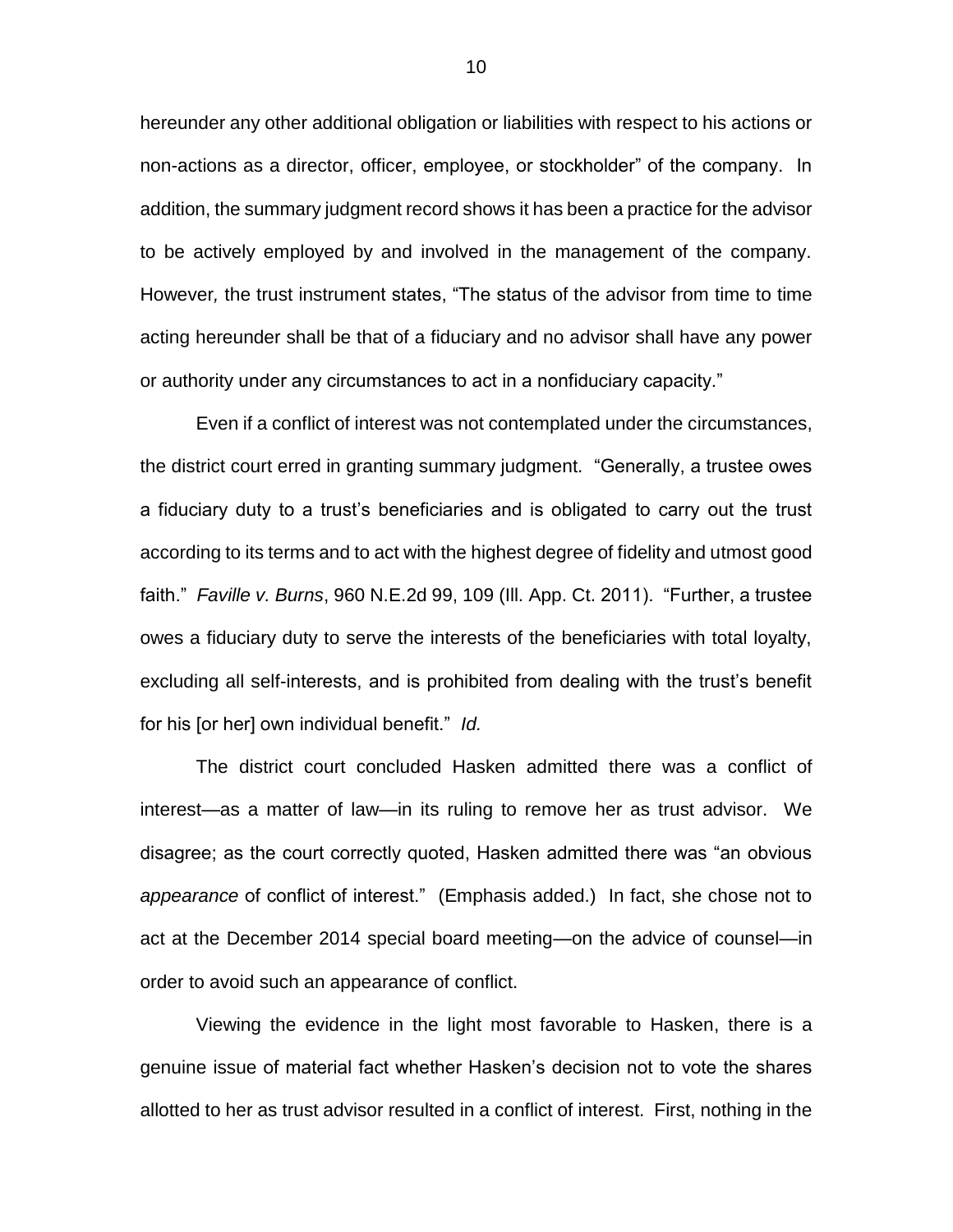hereunder any other additional obligation or liabilities with respect to his actions or non-actions as a director, officer, employee, or stockholder" of the company. In addition, the summary judgment record shows it has been a practice for the advisor to be actively employed by and involved in the management of the company. However, the trust instrument states, "The status of the advisor from time to time acting hereunder shall be that of a fiduciary and no advisor shall have any power or authority under any circumstances to act in a nonfiduciary capacity."

Even if a conflict of interest was not contemplated under the circumstances, the district court erred in granting summary judgment. "Generally, a trustee owes a fiduciary duty to a trust's beneficiaries and is obligated to carry out the trust according to its terms and to act with the highest degree of fidelity and utmost good faith." *Faville v. Burns*, 960 N.E.2d 99, 109 (Ill. App. Ct. 2011). "Further, a trustee owes a fiduciary duty to serve the interests of the beneficiaries with total loyalty, excluding all self-interests, and is prohibited from dealing with the trust's benefit for his [or her] own individual benefit." *Id.*

The district court concluded Hasken admitted there was a conflict of interest—as a matter of law—in its ruling to remove her as trust advisor. We disagree; as the court correctly quoted, Hasken admitted there was "an obvious *appearance* of conflict of interest." (Emphasis added.) In fact, she chose not to act at the December 2014 special board meeting—on the advice of counsel—in order to avoid such an appearance of conflict.

Viewing the evidence in the light most favorable to Hasken, there is a genuine issue of material fact whether Hasken's decision not to vote the shares allotted to her as trust advisor resulted in a conflict of interest. First, nothing in the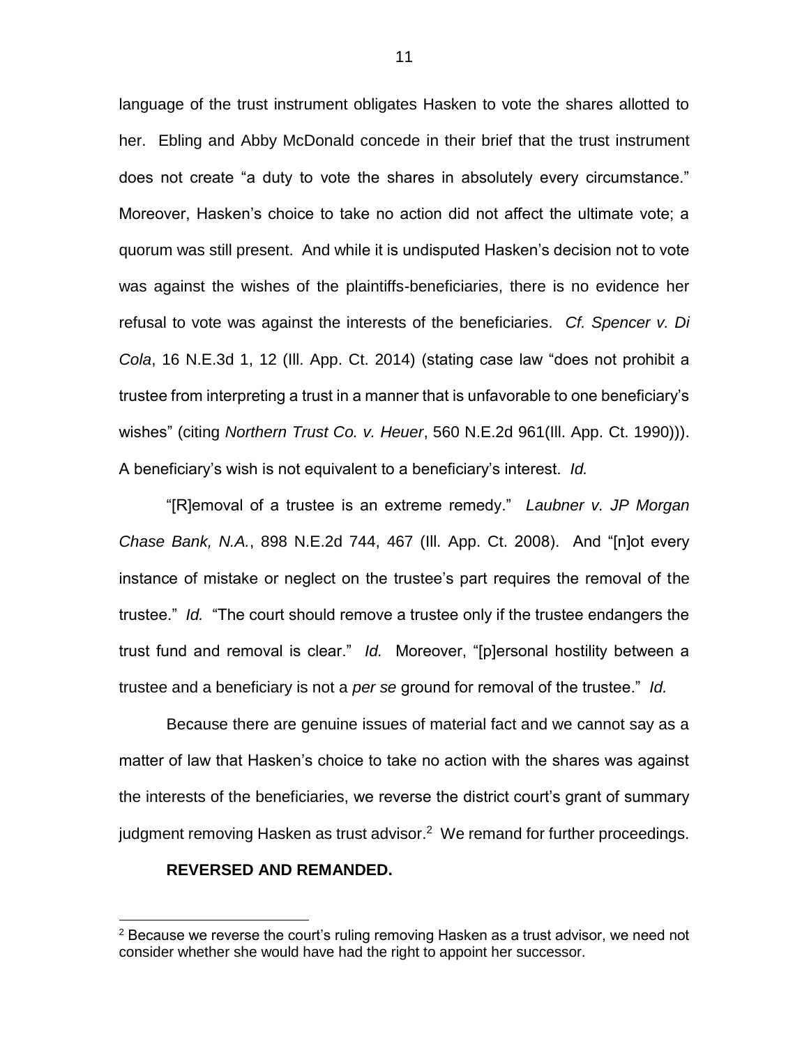language of the trust instrument obligates Hasken to vote the shares allotted to her. Ebling and Abby McDonald concede in their brief that the trust instrument does not create "a duty to vote the shares in absolutely every circumstance." Moreover, Hasken's choice to take no action did not affect the ultimate vote; a quorum was still present. And while it is undisputed Hasken's decision not to vote was against the wishes of the plaintiffs-beneficiaries, there is no evidence her refusal to vote was against the interests of the beneficiaries. *Cf. Spencer v. Di Cola*, 16 N.E.3d 1, 12 (Ill. App. Ct. 2014) (stating case law "does not prohibit a trustee from interpreting a trust in a manner that is unfavorable to one beneficiary's wishes" (citing *Northern Trust Co. v. Heuer*, 560 N.E.2d 961(Ill. App. Ct. 1990))). A beneficiary's wish is not equivalent to a beneficiary's interest. *Id.*

"[R]emoval of a trustee is an extreme remedy." *Laubner v. JP Morgan Chase Bank, N.A.*, 898 N.E.2d 744, 467 (Ill. App. Ct. 2008). And "[n]ot every instance of mistake or neglect on the trustee's part requires the removal of the trustee." *Id.* "The court should remove a trustee only if the trustee endangers the trust fund and removal is clear." *Id.* Moreover, "[p]ersonal hostility between a trustee and a beneficiary is not a *per se* ground for removal of the trustee." *Id.*

Because there are genuine issues of material fact and we cannot say as a matter of law that Hasken's choice to take no action with the shares was against the interests of the beneficiaries, we reverse the district court's grant of summary judgment removing Hasken as trust advisor.[2] We remand for further proceedings.

**REVERSED AND REMANDED.**

---

[2] Because we reverse the court's ruling removing Hasken as a trust advisor, we need not consider whether she would have had the right to appoint her successor.